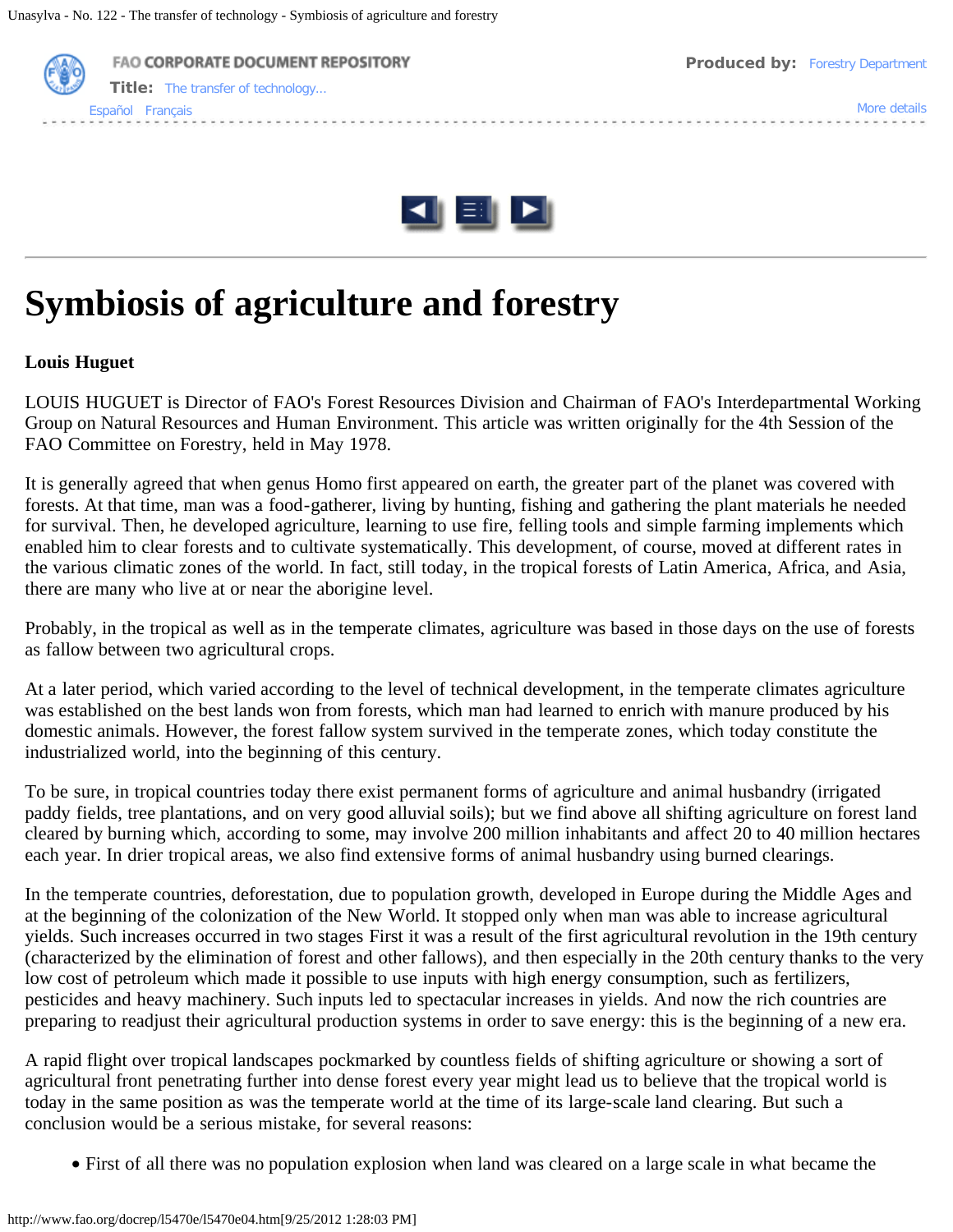# Symbiosis of agriculture and forestry

**Louis Huguet**

LOUIS HUGUET is Director of FAO's Forest Resources Division and Chairman of FAO's Interdepartmental Working Group on Natural Resources and Human Environment. This article was written originally for the 4th Session of the FAO Committee on Forestry, held in May 1978.

It is generally agreed that when genus Homo first appeared on earth, the greater part of the planet was covered with forests. At that time, man was a food-gatherer, living by hunting, fishing and gathering the plant materials he needed for survival. Then, he developed agriculture, learning to use fire, felling tools and simple farming implements which enabled him to clear forests and to cultivate systematically. This development, of course, moved at different rates in the various climatic zones of the world. In fact, still today, in the tropical forests of Latin America, Africa, and Asia, there are many who live at or near the aborigine level.

Probably, in the tropical as well as in the temperate climates, agriculture was based in those days on the use of forests as fallow between two agricultural crops.

At a later period, which varied according to the level of technical development, in the temperate climates agriculture was established on the best lands won from forests, which man had learned to enrich with manure produced by his domestic animals. However, the forest fallow system survived in the temperate zones, which today constitute the industrialized world, into the beginning of this century.

To be sure, in tropical countries today there exist permanent forms of agriculture and animal husbandry (irrigated paddy fields, tree plantations, and on very good alluvial soils); but we find above all shifting agriculture on forest land cleared by burning which, according to some, may involve 200 million inhabitants and affect 20 to 40 million hectares each year. In drier tropical areas, we also find extensive forms of animal husbandry using burned clearings.

In the temperate countries, deforestation, due to population growth, developed in Europe during the Middle Ages and at the beginning of the colonization of the New World. It stopped only when man was able to increase agricultural yields. Such increases occurred in two stages First it was a result of the first agricultural revolution in the 19th century (characterized by the elimination of forest and other fallows), and then especially in the 20th century thanks to the very low cost of petroleum which made it possible to use inputs with high energy consumption, such as fertilizers, pesticides and heavy machinery. Such inputs led to spectacular increases in yields. And now the rich countries are preparing to readjust their agricultural production systems in order to save energy: this is the beginning of a new era.

A rapid flight over tropical landscapes pockmarked by countless fields of shifting agriculture or showing a sort of agricultural front penetrating further into dense forest every year might lead us to believe that the tropical world is today in the same position as was the temperate world at the time of its large-scale land clearing. But such a conclusion would be a serious mistake, for several reasons:

- First of all there was no population explosion when land was cleared on a large scale in what became the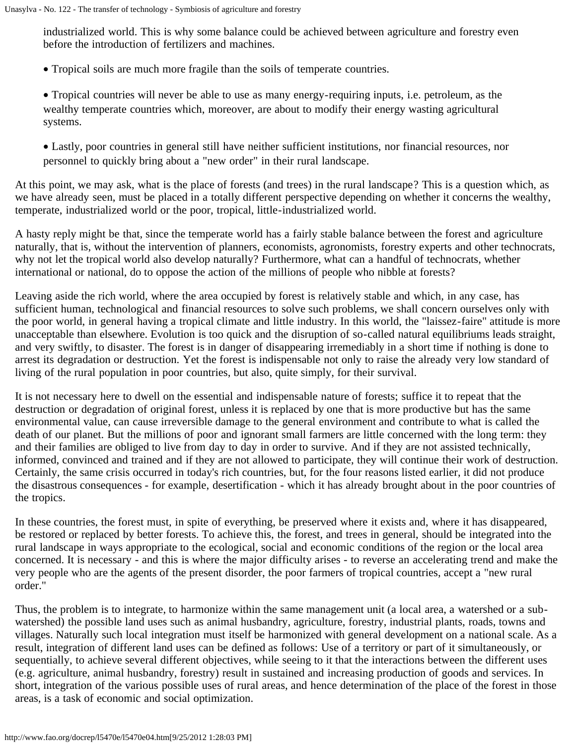industrialized world. This is why some balance could be achieved between agriculture and forestry even before the introduction of fertilizers and machines.

- Tropical soils are much more fragile than the soils of temperate countries.

- Tropical countries will never be able to use as many energy-requiring inputs, i.e. petroleum, as the wealthy temperate countries which, moreover, are about to modify their energy wasting agricultural systems.

- Lastly, poor countries in general still have neither sufficient institutions, nor financial resources, nor personnel to quickly bring about a "new order" in their rural landscape.

At this point, we may ask, what is the place of forests (and trees) in the rural landscape? This is a question which, as we have already seen, must be placed in a totally different perspective depending on whether it concerns the wealthy, temperate, industrialized world or the poor, tropical, little-industrialized world.

A hasty reply might be that, since the temperate world has a fairly stable balance between the forest and agriculture naturally, that is, without the intervention of planners, economists, agronomists, forestry experts and other technocrats, why not let the tropical world also develop naturally? Furthermore, what can a handful of technocrats, whether international or national, do to oppose the action of the millions of people who nibble at forests?

Leaving aside the rich world, where the area occupied by forest is relatively stable and which, in any case, has sufficient human, technological and financial resources to solve such problems, we shall concern ourselves only with the poor world, in general having a tropical climate and little industry. In this world, the "laissez-faire" attitude is more unacceptable than elsewhere. Evolution is too quick and the disruption of so-called natural equilibriums leads straight, and very swiftly, to disaster. The forest is in danger of disappearing irremediably in a short time if nothing is done to arrest its degradation or destruction. Yet the forest is indispensable not only to raise the already very low standard of living of the rural population in poor countries, but also, quite simply, for their survival.

It is not necessary here to dwell on the essential and indispensable nature of forests; suffice it to repeat that the destruction or degradation of original forest, unless it is replaced by one that is more productive but has the same environmental value, can cause irreversible damage to the general environment and contribute to what is called the death of our planet. But the millions of poor and ignorant small farmers are little concerned with the long term: they and their families are obliged to live from day to day in order to survive. And if they are not assisted technically, informed, convinced and trained and if they are not allowed to participate, they will continue their work of destruction. Certainly, the same crisis occurred in today's rich countries, but, for the four reasons listed earlier, it did not produce the disastrous consequences - for example, desertification - which it has already brought about in the poor countries of the tropics.

In these countries, the forest must, in spite of everything, be preserved where it exists and, where it has disappeared, be restored or replaced by better forests. To achieve this, the forest, and trees in general, should be integrated into the rural landscape in ways appropriate to the ecological, social and economic conditions of the region or the local area concerned. It is necessary - and this is where the major difficulty arises - to reverse an accelerating trend and make the very people who are the agents of the present disorder, the poor farmers of tropical countries, accept a "new rural order."

Thus, the problem is to integrate, to harmonize within the same management unit (a local area, a watershed or a sub-watershed) the possible land uses such as animal husbandry, agriculture, forestry, industrial plants, roads, towns and villages. Naturally such local integration must itself be harmonized with general development on a national scale. As a result, integration of different land uses can be defined as follows: Use of a territory or part of it simultaneously, or sequentially, to achieve several different objectives, while seeing to it that the interactions between the different uses (e.g. agriculture, animal husbandry, forestry) result in sustained and increasing production of goods and services. In short, integration of the various possible uses of rural areas, and hence determination of the place of the forest in those areas, is a task of economic and social optimization.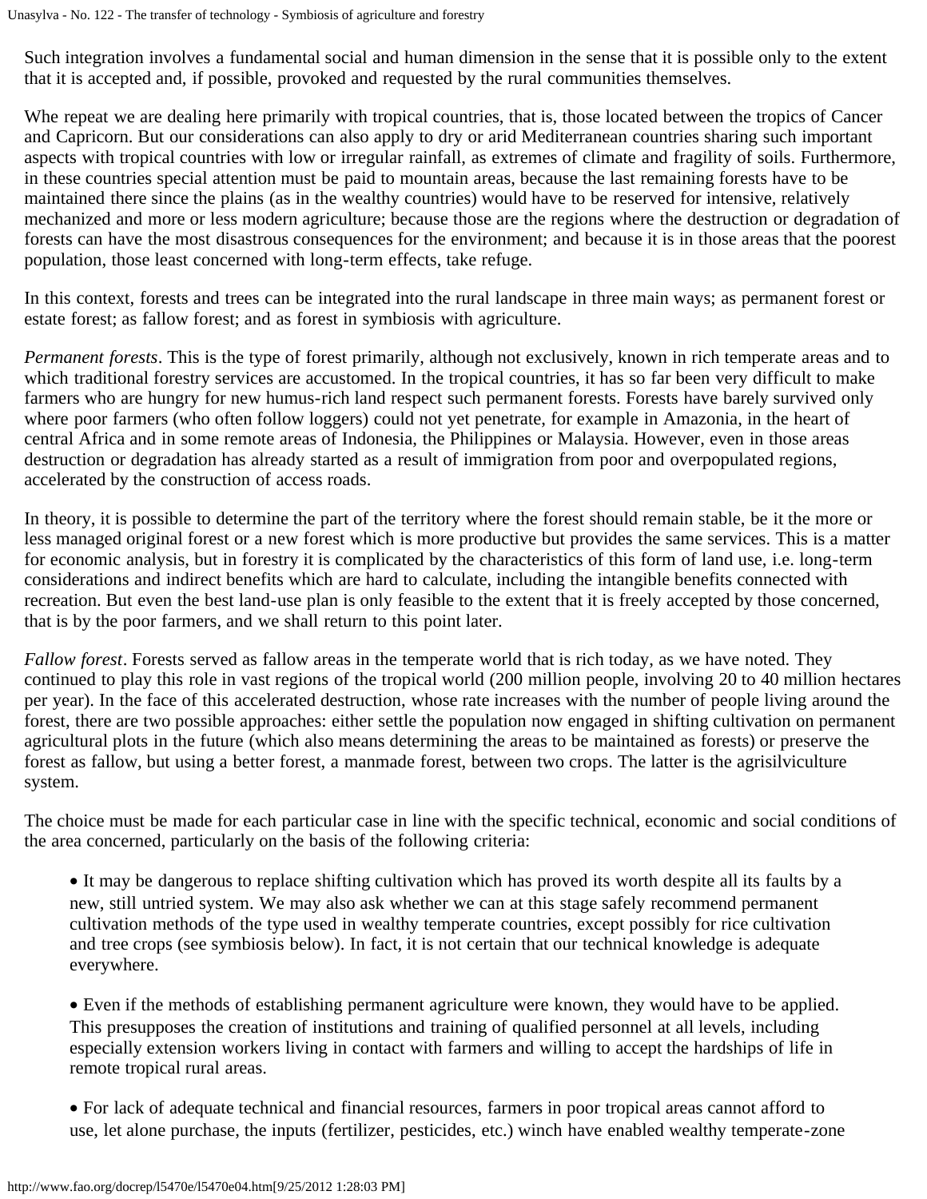Such integration involves a fundamental social and human dimension in the sense that it is possible only to the extent that it is accepted and, if possible, provoked and requested by the rural communities themselves.

Whe repeat we are dealing here primarily with tropical countries, that is, those located between the tropics of Cancer and Capricorn. But our considerations can also apply to dry or arid Mediterranean countries sharing such important aspects with tropical countries with low or irregular rainfall, as extremes of climate and fragility of soils. Furthermore, in these countries special attention must be paid to mountain areas, because the last remaining forests have to be maintained there since the plains (as in the wealthy countries) would have to be reserved for intensive, relatively mechanized and more or less modern agriculture; because those are the regions where the destruction or degradation of forests can have the most disastrous consequences for the environment; and because it is in those areas that the poorest population, those least concerned with long-term effects, take refuge.

In this context, forests and trees can be integrated into the rural landscape in three main ways; as permanent forest or estate forest; as fallow forest; and as forest in symbiosis with agriculture.

*Permanent forests*. This is the type of forest primarily, although not exclusively, known in rich temperate areas and to which traditional forestry services are accustomed. In the tropical countries, it has so far been very difficult to make farmers who are hungry for new humus-rich land respect such permanent forests. Forests have barely survived only where poor farmers (who often follow loggers) could not yet penetrate, for example in Amazonia, in the heart of central Africa and in some remote areas of Indonesia, the Philippines or Malaysia. However, even in those areas destruction or degradation has already started as a result of immigration from poor and overpopulated regions, accelerated by the construction of access roads.

In theory, it is possible to determine the part of the territory where the forest should remain stable, be it the more or less managed original forest or a new forest which is more productive but provides the same services. This is a matter for economic analysis, but in forestry it is complicated by the characteristics of this form of land use, i.e. long-term considerations and indirect benefits which are hard to calculate, including the intangible benefits connected with recreation. But even the best land-use plan is only feasible to the extent that it is freely accepted by those concerned, that is by the poor farmers, and we shall return to this point later.

*Fallow forest*. Forests served as fallow areas in the temperate world that is rich today, as we have noted. They continued to play this role in vast regions of the tropical world (200 million people, involving 20 to 40 million hectares per year). In the face of this accelerated destruction, whose rate increases with the number of people living around the forest, there are two possible approaches: either settle the population now engaged in shifting cultivation on permanent agricultural plots in the future (which also means determining the areas to be maintained as forests) or preserve the forest as fallow, but using a better forest, a manmade forest, between two crops. The latter is the agrisilviculture system.

The choice must be made for each particular case in line with the specific technical, economic and social conditions of the area concerned, particularly on the basis of the following criteria:

- It may be dangerous to replace shifting cultivation which has proved its worth despite all its faults by a new, still untried system. We may also ask whether we can at this stage safely recommend permanent cultivation methods of the type used in wealthy temperate countries, except possibly for rice cultivation and tree crops (see symbiosis below). In fact, it is not certain that our technical knowledge is adequate everywhere.

- Even if the methods of establishing permanent agriculture were known, they would have to be applied. This presupposes the creation of institutions and training of qualified personnel at all levels, including especially extension workers living in contact with farmers and willing to accept the hardships of life in remote tropical rural areas.

- For lack of adequate technical and financial resources, farmers in poor tropical areas cannot afford to use, let alone purchase, the inputs (fertilizer, pesticides, etc.) winch have enabled wealthy temperate-zone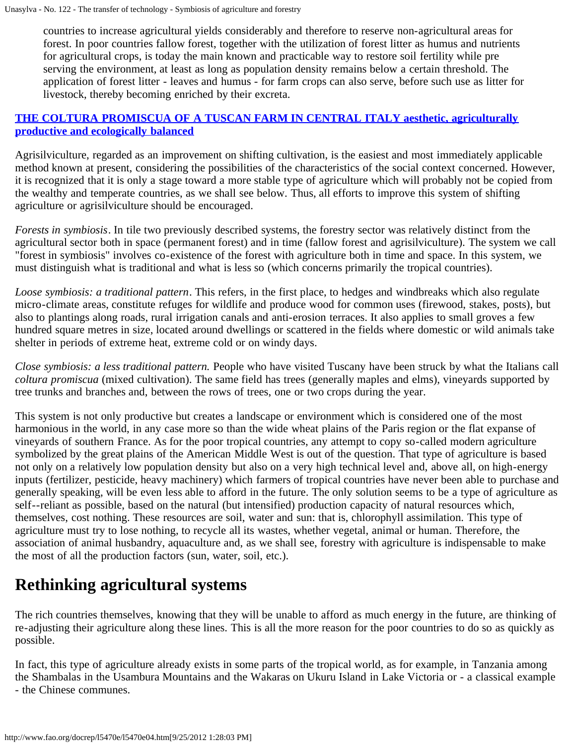countries to increase agricultural yields considerably and therefore to reserve non-agricultural areas for forest. In poor countries fallow forest, together with the utilization of forest litter as humus and nutrients for agricultural crops, is today the main known and practicable way to restore soil fertility while pre serving the environment, at least as long as population density remains below a certain threshold. The application of forest litter - leaves and humus - for farm crops can also serve, before such use as litter for livestock, thereby becoming enriched by their excreta.

**THE COLTURA PROMISCUA OF A TUSCAN FARM IN CENTRAL ITALY aesthetic, agriculturally productive and ecologically balanced**

Agrisilviculture, regarded as an improvement on shifting cultivation, is the easiest and most immediately applicable method known at present, considering the possibilities of the characteristics of the social context concerned. However, it is recognized that it is only a stage toward a more stable type of agriculture which will probably not be copied from the wealthy and temperate countries, as we shall see below. Thus, all efforts to improve this system of shifting agriculture or agrisilviculture should be encouraged.

*Forests in symbiosis*. In tile two previously described systems, the forestry sector was relatively distinct from the agricultural sector both in space (permanent forest) and in time (fallow forest and agrisilviculture). The system we call "forest in symbiosis" involves co-existence of the forest with agriculture both in time and space. In this system, we must distinguish what is traditional and what is less so (which concerns primarily the tropical countries).

*Loose symbiosis: a traditional pattern*. This refers, in the first place, to hedges and windbreaks which also regulate micro-climate areas, constitute refuges for wildlife and produce wood for common uses (firewood, stakes, posts), but also to plantings along roads, rural irrigation canals and anti-erosion terraces. It also applies to small groves a few hundred square metres in size, located around dwellings or scattered in the fields where domestic or wild animals take shelter in periods of extreme heat, extreme cold or on windy days.

*Close symbiosis: a less traditional pattern.* People who have visited Tuscany have been struck by what the Italians call *coltura promiscua* (mixed cultivation). The same field has trees (generally maples and elms), vineyards supported by tree trunks and branches and, between the rows of trees, one or two crops during the year.

This system is not only productive but creates a landscape or environment which is considered one of the most harmonious in the world, in any case more so than the wide wheat plains of the Paris region or the flat expanse of vineyards of southern France. As for the poor tropical countries, any attempt to copy so-called modern agriculture symbolized by the great plains of the American Middle West is out of the question. That type of agriculture is based not only on a relatively low population density but also on a very high technical level and, above all, on high-energy inputs (fertilizer, pesticide, heavy machinery) which farmers of tropical countries have never been able to purchase and generally speaking, will be even less able to afford in the future. The only solution seems to be a type of agriculture as self--reliant as possible, based on the natural (but intensified) production capacity of natural resources which, themselves, cost nothing. These resources are soil, water and sun: that is, chlorophyll assimilation. This type of agriculture must try to lose nothing, to recycle all its wastes, whether vegetal, animal or human. Therefore, the association of animal husbandry, aquaculture and, as we shall see, forestry with agriculture is indispensable to make the most of all the production factors (sun, water, soil, etc.).

# Rethinking agricultural systems

The rich countries themselves, knowing that they will be unable to afford as much energy in the future, are thinking of re-adjusting their agriculture along these lines. This is all the more reason for the poor countries to do so as quickly as possible.

In fact, this type of agriculture already exists in some parts of the tropical world, as for example, in Tanzania among the Shambalas in the Usambura Mountains and the Wakaras on Ukuru Island in Lake Victoria or - a classical example - the Chinese communes.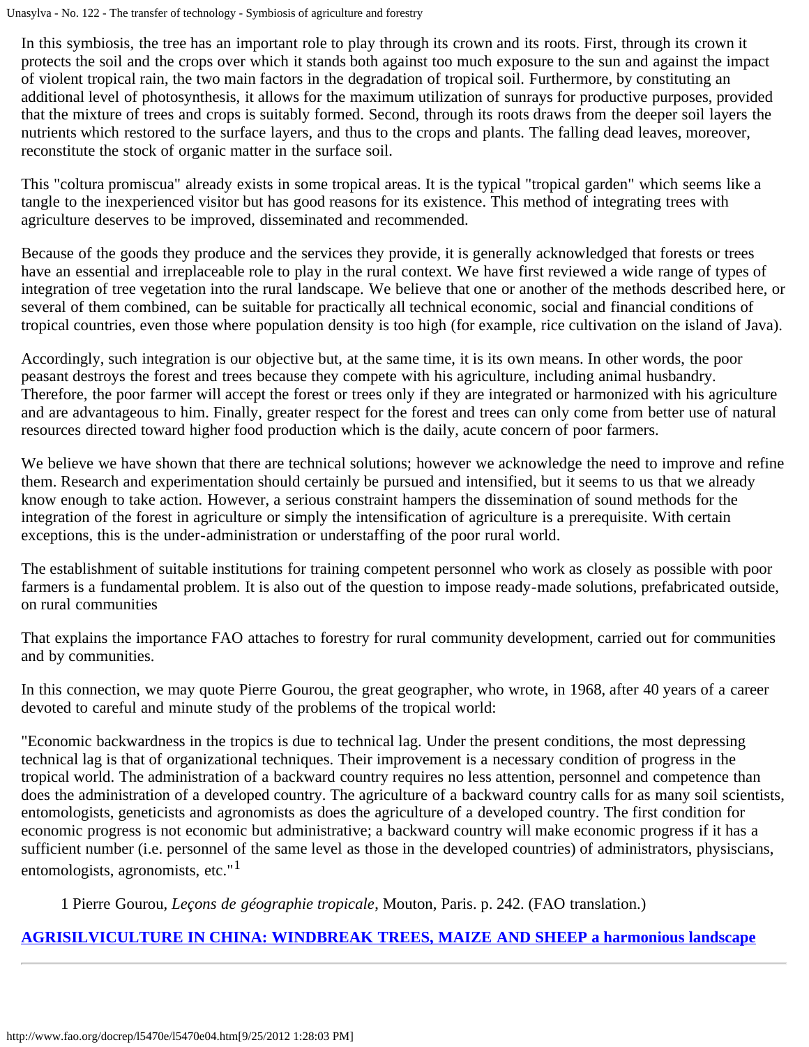In this symbiosis, the tree has an important role to play through its crown and its roots. First, through its crown it protects the soil and the crops over which it stands both against too much exposure to the sun and against the impact of violent tropical rain, the two main factors in the degradation of tropical soil. Furthermore, by constituting an additional level of photosynthesis, it allows for the maximum utilization of sunrays for productive purposes, provided that the mixture of trees and crops is suitably formed. Second, through its roots draws from the deeper soil layers the nutrients which restored to the surface layers, and thus to the crops and plants. The falling dead leaves, moreover, reconstitute the stock of organic matter in the surface soil.

This "coltura promiscua" already exists in some tropical areas. It is the typical "tropical garden" which seems like a tangle to the inexperienced visitor but has good reasons for its existence. This method of integrating trees with agriculture deserves to be improved, disseminated and recommended.

Because of the goods they produce and the services they provide, it is generally acknowledged that forests or trees have an essential and irreplaceable role to play in the rural context. We have first reviewed a wide range of types of integration of tree vegetation into the rural landscape. We believe that one or another of the methods described here, or several of them combined, can be suitable for practically all technical economic, social and financial conditions of tropical countries, even those where population density is too high (for example, rice cultivation on the island of Java).

Accordingly, such integration is our objective but, at the same time, it is its own means. In other words, the poor peasant destroys the forest and trees because they compete with his agriculture, including animal husbandry. Therefore, the poor farmer will accept the forest or trees only if they are integrated or harmonized with his agriculture and are advantageous to him. Finally, greater respect for the forest and trees can only come from better use of natural resources directed toward higher food production which is the daily, acute concern of poor farmers.

We believe we have shown that there are technical solutions; however we acknowledge the need to improve and refine them. Research and experimentation should certainly be pursued and intensified, but it seems to us that we already know enough to take action. However, a serious constraint hampers the dissemination of sound methods for the integration of the forest in agriculture or simply the intensification of agriculture is a prerequisite. With certain exceptions, this is the under-administration or understaffing of the poor rural world.

The establishment of suitable institutions for training competent personnel who work as closely as possible with poor farmers is a fundamental problem. It is also out of the question to impose ready-made solutions, prefabricated outside, on rural communities

That explains the importance FAO attaches to forestry for rural community development, carried out for communities and by communities.

In this connection, we may quote Pierre Gourou, the great geographer, who wrote, in 1968, after 40 years of a career devoted to careful and minute study of the problems of the tropical world:

"Economic backwardness in the tropics is due to technical lag. Under the present conditions, the most depressing technical lag is that of organizational techniques. Their improvement is a necessary condition of progress in the tropical world. The administration of a backward country requires no less attention, personnel and competence than does the administration of a developed country. The agriculture of a backward country calls for as many soil scientists, entomologists, geneticists and agronomists as does the agriculture of a developed country. The first condition for economic progress is not economic but administrative; a backward country will make economic progress if it has a sufficient number (i.e. personnel of the same level as those in the developed countries) of administrators, physiscians, entomologists, agronomists, etc."[1]

1 Pierre Gourou, *Leçons de géographie tropicale*, Mouton, Paris. p. 242. (FAO translation.)

**AGRISILVICULTURE IN CHINA: WINDBREAK TREES, MAIZE AND SHEEP a harmonious landscape**